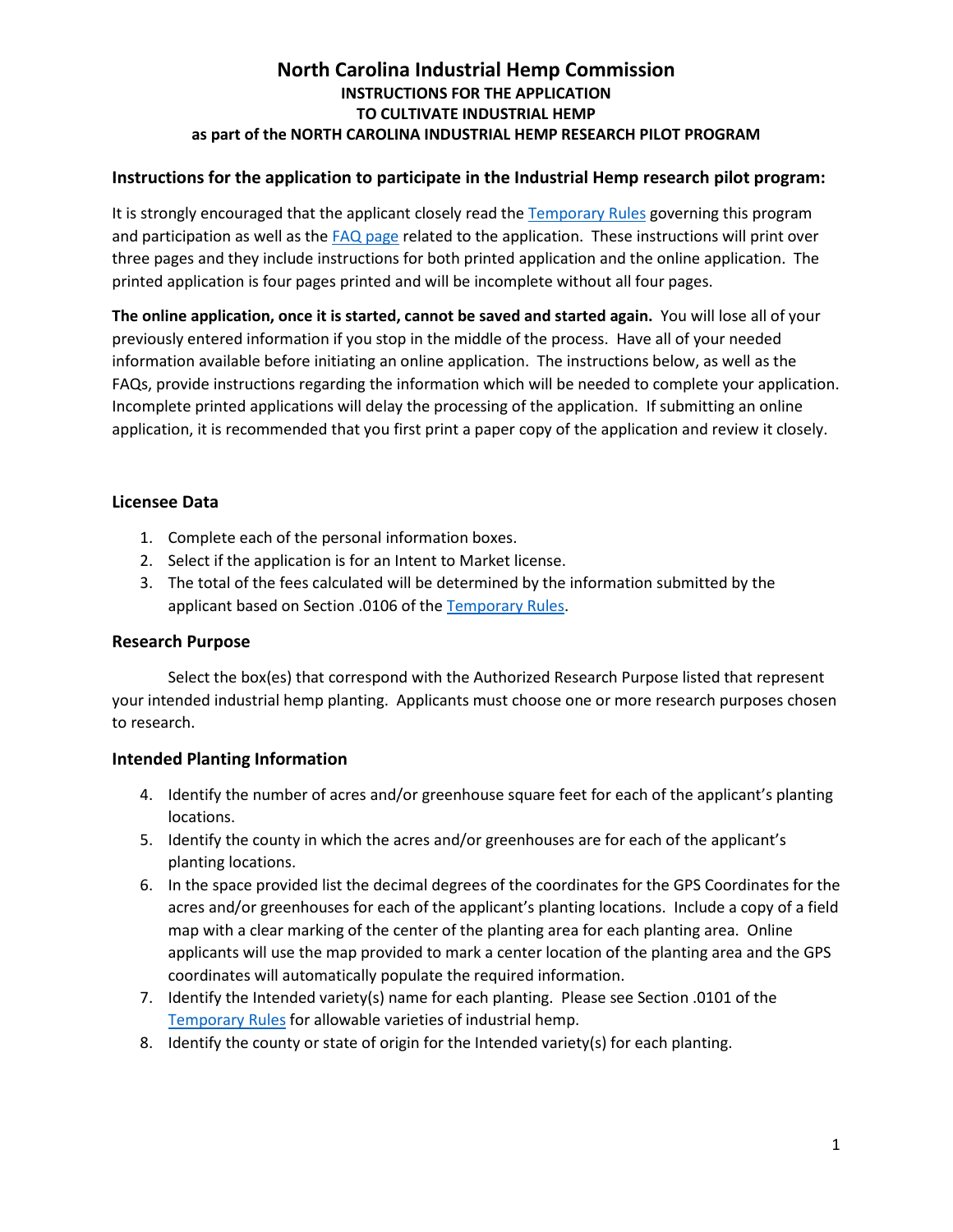# North Carolina Industrial Hemp Commission

**INSTRUCTIONS FOR THE APPLICATION**
**TO CULTIVATE INDUSTRIAL HEMP**
**as part of the NORTH CAROLINA INDUSTRIAL HEMP RESEARCH PILOT PROGRAM**

## Instructions for the application to participate in the Industrial Hemp research pilot program:

It is strongly encouraged that the applicant closely read the Temporary Rules governing this program and participation as well as the FAQ page related to the application. These instructions will print over three pages and they include instructions for both printed application and the online application. The printed application is four pages printed and will be incomplete without all four pages.

**The online application, once it is started, cannot be saved and started again.** You will lose all of your previously entered information if you stop in the middle of the process. Have all of your needed information available before initiating an online application. The instructions below, as well as the FAQs, provide instructions regarding the information which will be needed to complete your application. Incomplete printed applications will delay the processing of the application. If submitting an online application, it is recommended that you first print a paper copy of the application and review it closely.

### Licensee Data

1. Complete each of the personal information boxes.
2. Select if the application is for an Intent to Market license.
3. The total of the fees calculated will be determined by the information submitted by the applicant based on Section .0106 of the Temporary Rules.

### Research Purpose

Select the box(es) that correspond with the Authorized Research Purpose listed that represent your intended industrial hemp planting. Applicants must choose one or more research purposes chosen to research.

### Intended Planting Information

4. Identify the number of acres and/or greenhouse square feet for each of the applicant's planting locations.
5. Identify the county in which the acres and/or greenhouses are for each of the applicant's planting locations.
6. In the space provided list the decimal degrees of the coordinates for the GPS Coordinates for the acres and/or greenhouses for each of the applicant's planting locations. Include a copy of a field map with a clear marking of the center of the planting area for each planting area. Online applicants will use the map provided to mark a center location of the planting area and the GPS coordinates will automatically populate the required information.
7. Identify the Intended variety(s) name for each planting. Please see Section .0101 of the Temporary Rules for allowable varieties of industrial hemp.
8. Identify the county or state of origin for the Intended variety(s) for each planting.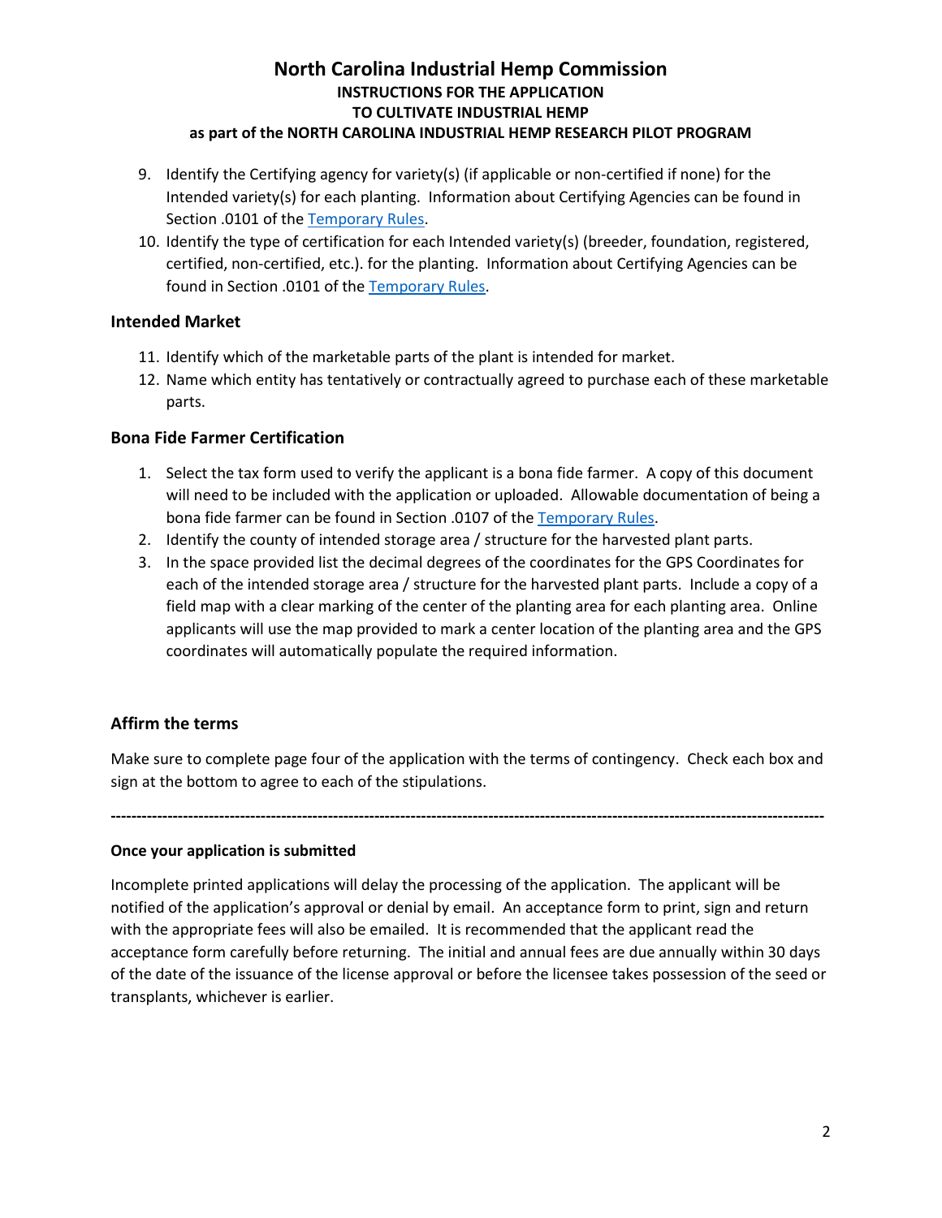9. Identify the Certifying agency for variety(s) (if applicable or non-certified if none) for the Intended variety(s) for each planting. Information about Certifying Agencies can be found in Section .0101 of the Temporary Rules.
10. Identify the type of certification for each Intended variety(s) (breeder, foundation, registered, certified, non-certified, etc.). for the planting. Information about Certifying Agencies can be found in Section .0101 of the Temporary Rules.

### Intended Market

11. Identify which of the marketable parts of the plant is intended for market.
12. Name which entity has tentatively or contractually agreed to purchase each of these marketable parts.

### Bona Fide Farmer Certification

1. Select the tax form used to verify the applicant is a bona fide farmer. A copy of this document will need to be included with the application or uploaded. Allowable documentation of being a bona fide farmer can be found in Section .0107 of the Temporary Rules.
2. Identify the county of intended storage area / structure for the harvested plant parts.
3. In the space provided list the decimal degrees of the coordinates for the GPS Coordinates for each of the intended storage area / structure for the harvested plant parts. Include a copy of a field map with a clear marking of the center of the planting area for each planting area. Online applicants will use the map provided to mark a center location of the planting area and the GPS coordinates will automatically populate the required information.

### Affirm the terms

Make sure to complete page four of the application with the terms of contingency. Check each box and sign at the bottom to agree to each of the stipulations.

---

**Once your application is submitted**

Incomplete printed applications will delay the processing of the application. The applicant will be notified of the application's approval or denial by email. An acceptance form to print, sign and return with the appropriate fees will also be emailed. It is recommended that the applicant read the acceptance form carefully before returning. The initial and annual fees are due annually within 30 days of the date of the issuance of the license approval or before the licensee takes possession of the seed or transplants, whichever is earlier.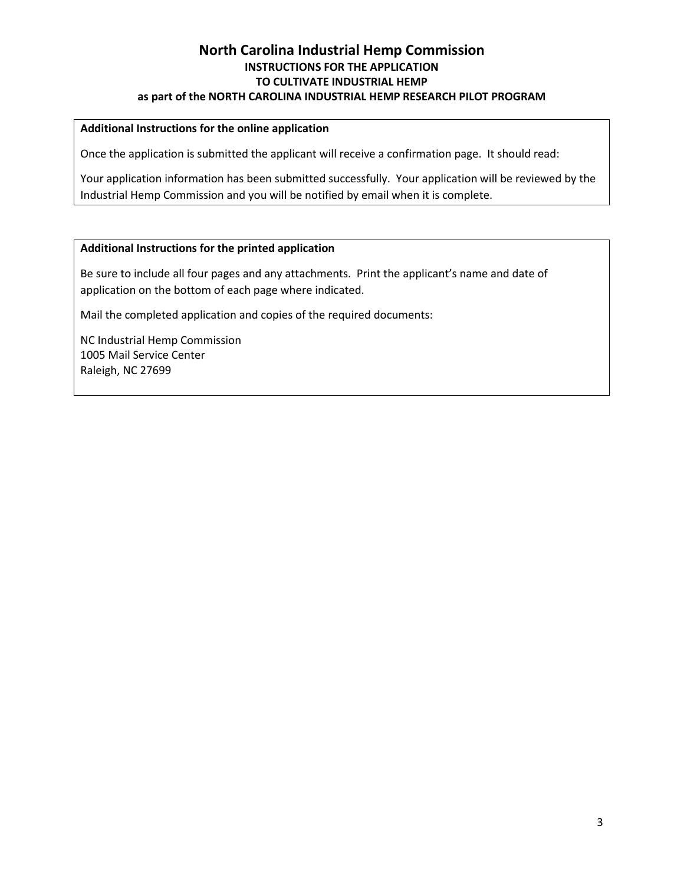# North Carolina Industrial Hemp Commission

## INSTRUCTIONS FOR THE APPLICATION TO CULTIVATE INDUSTRIAL HEMP as part of the NORTH CAROLINA INDUSTRIAL HEMP RESEARCH PILOT PROGRAM

**Additional Instructions for the online application**

Once the application is submitted the applicant will receive a confirmation page. It should read:

Your application information has been submitted successfully. Your application will be reviewed by the Industrial Hemp Commission and you will be notified by email when it is complete.

**Additional Instructions for the printed application**

Be sure to include all four pages and any attachments. Print the applicant's name and date of application on the bottom of each page where indicated.

Mail the completed application and copies of the required documents:

NC Industrial Hemp Commission
1005 Mail Service Center
Raleigh, NC 27699